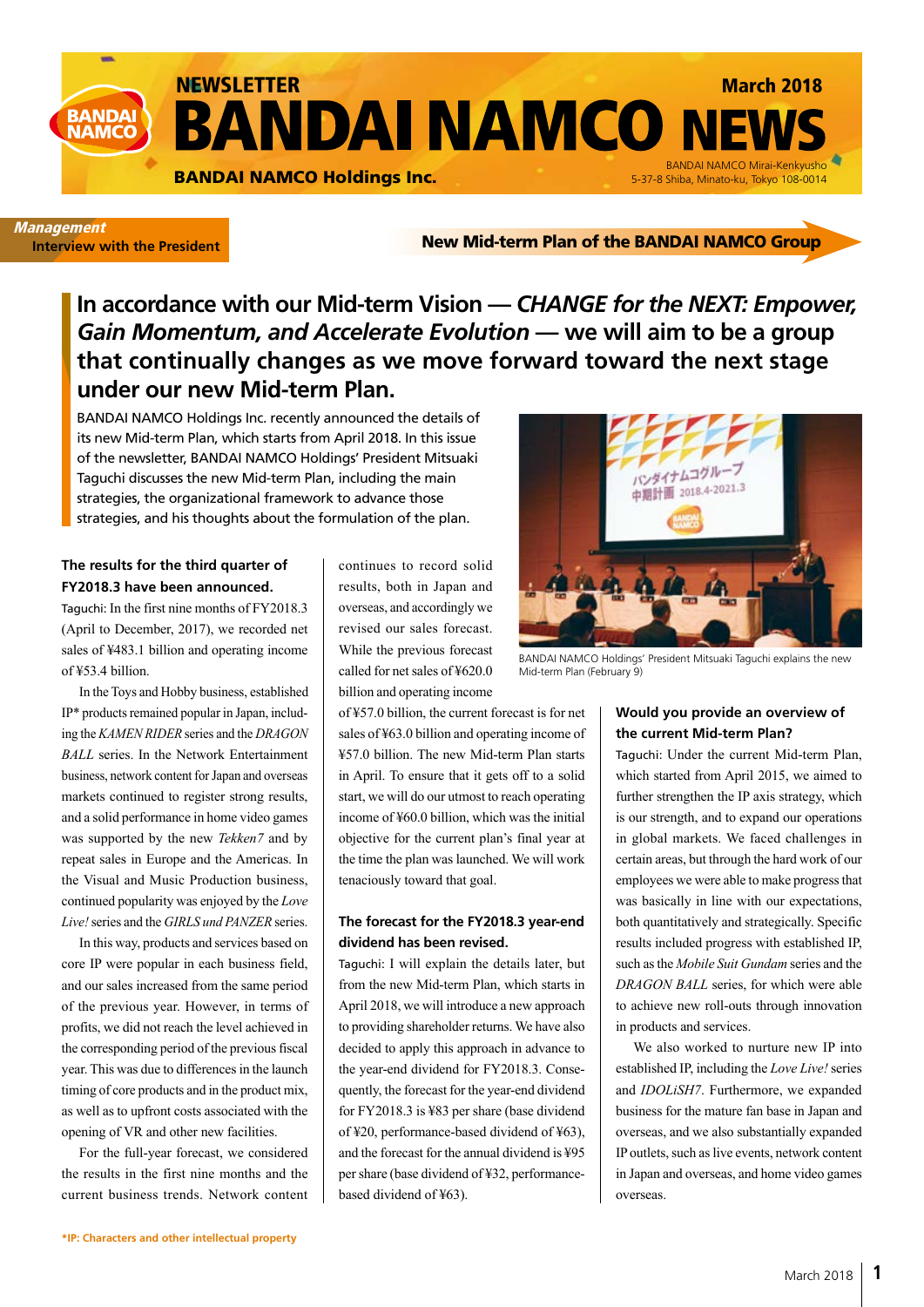NEWSLETTER

# BANDAI NAMCO NEWS

March 2018

**BANDAI NAMCO Holdings Inc.**

BANDAI NAMCO Mirai-Kenkyusho
5-37-8 Shiba, Minato-ku, Tokyo 108-0014

***Management***
**Interview with the President**

**New Mid-term Plan of the BANDAI NAMCO Group**

## In accordance with our Mid-term Vision — *CHANGE for the NEXT: Empower, Gain Momentum, and Accelerate Evolution* — we will aim to be a group that continually changes as we move forward toward the next stage under our new Mid-term Plan.

BANDAI NAMCO Holdings Inc. recently announced the details of its new Mid-term Plan, which starts from April 2018. In this issue of the newsletter, BANDAI NAMCO Holdings' President Mitsuaki Taguchi discusses the new Mid-term Plan, including the main strategies, the organizational framework to advance those strategies, and his thoughts about the formulation of the plan.

BANDAI NAMCO Holdings' President Mitsuaki Taguchi explains the new Mid-term Plan (February 9)

### The results for the third quarter of FY2018.3 have been announced.

Taguchi: In the first nine months of FY2018.3 (April to December, 2017), we recorded net sales of ¥483.1 billion and operating income of ¥53.4 billion.

In the Toys and Hobby business, established IP* products remained popular in Japan, including the *KAMEN RIDER* series and the *DRAGON BALL* series. In the Network Entertainment business, network content for Japan and overseas markets continued to register strong results, and a solid performance in home video games was supported by the new *Tekken7* and by repeat sales in Europe and the Americas. In the Visual and Music Production business, continued popularity was enjoyed by the *Love Live!* series and the *GIRLS und PANZER* series.

In this way, products and services based on core IP were popular in each business field, and our sales increased from the same period of the previous year. However, in terms of profits, we did not reach the level achieved in the corresponding period of the previous fiscal year. This was due to differences in the launch timing of core products and in the product mix, as well as to upfront costs associated with the opening of VR and other new facilities.

For the full-year forecast, we considered the results in the first nine months and the current business trends. Network content continues to record solid results, both in Japan and overseas, and accordingly we revised our sales forecast. While the previous forecast called for net sales of ¥620.0 billion and operating income of ¥57.0 billion, the current forecast is for net sales of ¥63.0 billion and operating income of ¥57.0 billion. The new Mid-term Plan starts in April. To ensure that it gets off to a solid start, we will do our utmost to reach operating income of ¥60.0 billion, which was the initial objective for the current plan's final year at the time the plan was launched. We will work tenaciously toward that goal.

### The forecast for the FY2018.3 year-end dividend has been revised.

Taguchi: I will explain the details later, but from the new Mid-term Plan, which starts in April 2018, we will introduce a new approach to providing shareholder returns. We have also decided to apply this approach in advance to the year-end dividend for FY2018.3. Consequently, the forecast for the year-end dividend for FY2018.3 is ¥83 per share (base dividend of ¥20, performance-based dividend of ¥63), and the forecast for the annual dividend is ¥95 per share (base dividend of ¥32, performance-based dividend of ¥63).

### Would you provide an overview of the current Mid-term Plan?

Taguchi: Under the current Mid-term Plan, which started from April 2015, we aimed to further strengthen the IP axis strategy, which is our strength, and to expand our operations in global markets. We faced challenges in certain areas, but through the hard work of our employees we were able to make progress that was basically in line with our expectations, both quantitatively and strategically. Specific results included progress with established IP, such as the *Mobile Suit Gundam* series and the *DRAGON BALL* series, for which were able to achieve new roll-outs through innovation in products and services.

We also worked to nurture new IP into established IP, including the *Love Live!* series and *IDOLiSH7*. Furthermore, we expanded business for the mature fan base in Japan and overseas, and we also substantially expanded IP outlets, such as live events, network content in Japan and overseas, and home video games overseas.

*IP: Characters and other intellectual property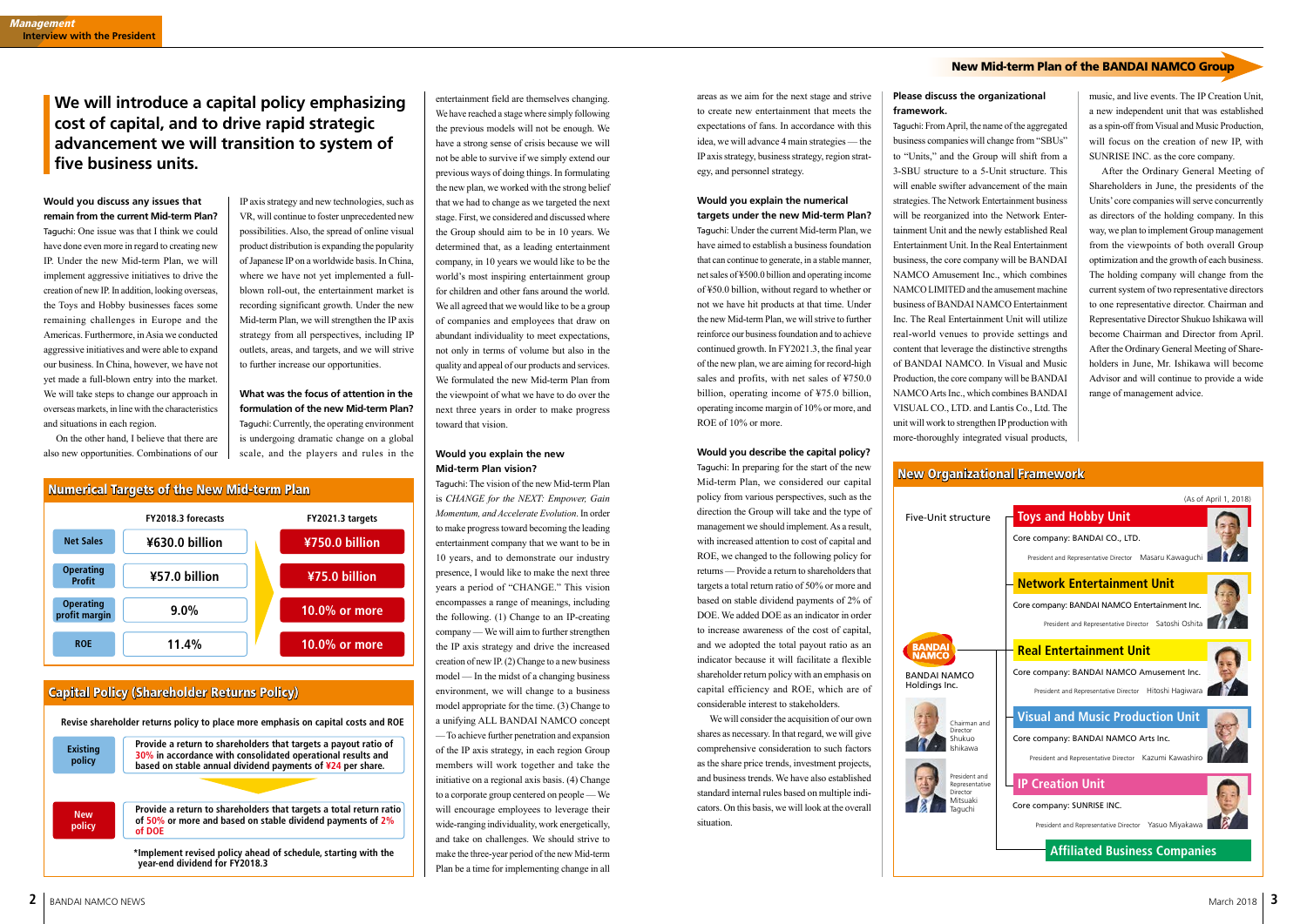# We will introduce a capital policy emphasizing cost of capital, and to drive rapid strategic advancement we will transition to system of five business units.

**Would you discuss any issues that remain from the current Mid-term Plan?**

Taguchi: One issue was that I think we could have done even more in regard to creating new IP. Under the new Mid-term Plan, we will implement aggressive initiatives to drive the creation of new IP. In addition, looking overseas, the Toys and Hobby businesses faces some remaining challenges in Europe and the Americas. Furthermore, in Asia we conducted aggressive initiatives and were able to expand our business. In China, however, we have not yet made a full-blown entry into the market. We will take steps to change our approach in overseas markets, in line with the characteristics and situations in each region.

On the other hand, I believe that there are also new opportunities. Combinations of our IP axis strategy and new technologies, such as VR, will continue to foster unprecedented new possibilities. Also, the spread of online visual product distribution is expanding the popularity of Japanese IP on a worldwide basis. In China, where we have not yet implemented a full-blown roll-out, the entertainment market is recording significant growth. Under the new Mid-term Plan, we will strengthen the IP axis strategy from all perspectives, including IP outlets, areas, and targets, and we will strive to further increase our opportunities.

**What was the focus of attention in the formulation of the new Mid-term Plan?**

Taguchi: Currently, the operating environment is undergoing dramatic change on a global scale, and the players and rules in the entertainment field are themselves changing. We have reached a stage where simply following the previous models will not be enough. We have a strong sense of crisis because we will not be able to survive if we simply extend our previous ways of doing things. In formulating the new plan, we worked with the strong belief that we had to change as we targeted the next stage. First, we considered and discussed where the Group should aim to be in 10 years. We determined that, as a leading entertainment company, in 10 years we would like to be the world's most inspiring entertainment group for children and other fans around the world. We all agreed that we would like to be a group of companies and employees that draw on abundant individuality to meet expectations, not only in terms of volume but also in the quality and appeal of our products and services. We formulated the new Mid-term Plan from the viewpoint of what we have to do over the next three years in order to make progress toward that vision.

**Would you explain the new Mid-term Plan vision?**

Taguchi: The vision of the new Mid-term Plan is *CHANGE for the NEXT: Empower, Gain Momentum, and Accelerate Evolution*. In order to make progress toward becoming the leading entertainment company that we want to be in 10 years, and to demonstrate our industry presence, I would like to make the next three years a period of "CHANGE." This vision encompasses a range of meanings, including the following. (1) Change to an IP-creating company — We will aim to further strengthen the IP axis strategy and drive the increased creation of new IP. (2) Change to a new business model — In the midst of a changing business environment, we will change to a business model appropriate for the time. (3) Change to a unifying ALL BANDAI NAMCO concept — To achieve further penetration and expansion of the IP axis strategy, in each region Group members will work together and take the initiative on a regional axis basis. (4) Change to a corporate group centered on people — We will encourage employees to leverage their wide-ranging individuality, work energetically, and take on challenges. We should strive to make the three-year period of the new Mid-term Plan be a time for implementing change in all areas as we aim for the next stage and strive to create new entertainment that meets the expectations of fans. In accordance with this idea, we will advance 4 main strategies — the IP axis strategy, business strategy, region strategy, and personnel strategy.

**Would you explain the numerical targets under the new Mid-term Plan?**

Taguchi: Under the current Mid-term Plan, we have aimed to establish a business foundation that can continue to generate, in a stable manner, net sales of ¥500.0 billion and operating income of ¥50.0 billion, without regard to whether or not we have hit products at that time. Under the new Mid-term Plan, we will strive to further reinforce our business foundation and to achieve continued growth. In FY2021.3, the final year of the new plan, we are aiming for record-high sales and profits, with net sales of ¥750.0 billion, operating income of ¥75.0 billion, operating income margin of 10% or more, and ROE of 10% or more.

**Would you describe the capital policy?**

Taguchi: In preparing for the start of the new Mid-term Plan, we considered our capital policy from various perspectives, such as the direction the Group will take and the type of management we should implement. As a result, with increased attention to cost of capital and ROE, we changed to the following policy for returns — Provide a return to shareholders that targets a total return ratio of 50% or more and based on stable dividend payments of 2% of DOE. We added DOE as an indicator in order to increase awareness of the cost of capital, and we adopted the total payout ratio as an indicator because it will facilitate a flexible shareholder return policy with an emphasis on capital efficiency and ROE, which are of considerable interest to stakeholders.

We will consider the acquisition of our own shares as necessary. In that regard, we will give comprehensive consideration to such factors as the share price trends, investment projects, and business trends. We have also established standard internal rules based on multiple indicators. On this basis, we will look at the overall situation.

**Please discuss the organizational framework.**

Taguchi: From April, the name of the aggregated business companies will change from "SBUs" to "Units," and the Group will shift from a 3-SBU structure to a 5-Unit structure. This will enable swifter advancement of the main strategies. The Network Entertainment business will be reorganized into the Network Entertainment Unit and the newly established Real Entertainment Unit. In the Real Entertainment business, the core company will be BANDAI NAMCO Amusement Inc., which combines NAMCO LIMITED and the amusement machine business of BANDAI NAMCO Entertainment Inc. The Real Entertainment Unit will utilize real-world venues to provide settings and content that leverage the distinctive strengths of BANDAI NAMCO. In Visual and Music Production, the core company will be BANDAI NAMCO Arts Inc., which combines BANDAI VISUAL CO., LTD. and Lantis Co., Ltd. The unit will work to strengthen IP production with more-thoroughly integrated visual products, music, and live events. The IP Creation Unit, a new independent unit that was established as a spin-off from Visual and Music Production, will focus on the creation of new IP, with SUNRISE INC. as the core company.

After the Ordinary General Meeting of Shareholders in June, the presidents of the Units' core companies will serve concurrently as directors of the holding company. In this way, we plan to implement Group management from the viewpoints of both overall Group optimization and the growth of each business. The holding company will change from the current system of two representative directors to one representative director. Chairman and Representative Director Shukuo Ishikawa will become Chairman and Director from April. After the Ordinary General Meeting of Shareholders in June, Mr. Ishikawa will become Advisor and will continue to provide a wide range of management advice.

## Numerical Targets of the New Mid-term Plan

| | FY2018.3 forecasts | FY2021.3 targets |
|---|---|---|
| Net Sales | ¥630.0 billion | ¥750.0 billion |
| Operating Profit | ¥57.0 billion | ¥75.0 billion |
| Operating profit margin | 9.0% | 10.0% or more |
| ROE | 11.4% | 10.0% or more |

## Capital Policy (Shareholder Returns Policy)

Revise shareholder returns policy to place more emphasis on capital costs and ROE

| | |
|---|---|
| Existing policy | Provide a return to shareholders that targets a payout ratio of 30% in accordance with consolidated operational results and based on stable annual dividend payments of ¥24 per share. |
| New policy | Provide a return to shareholders that targets a total return ratio of 50% or more and based on stable dividend payments of 2% of DOE |

*Implement revised policy ahead of schedule, starting with the year-end dividend for FY2018.3

## New Organizational Framework

(As of April 1, 2018)

Five-Unit structure

BANDAI NAMCO Holdings Inc.

- Chairman and Director Shukuo Ishikawa
- President and Representative Director Mitsuaki Taguchi

**Toys and Hobby Unit**
Core company: BANDAI CO., LTD.
President and Representative Director Masaru Kawaguchi

**Network Entertainment Unit**
Core company: BANDAI NAMCO Entertainment Inc.
President and Representative Director Satoshi Oshita

**Real Entertainment Unit**
Core company: BANDAI NAMCO Amusement Inc.
President and Representative Director Hitoshi Hagiwara

**Visual and Music Production Unit**
Core company: BANDAI NAMCO Arts Inc.
President and Representative Director Kazumi Kawashiro

**IP Creation Unit**
Core company: SUNRISE INC.
President and Representative Director Yasuo Miyakawa

**Affiliated Business Companies**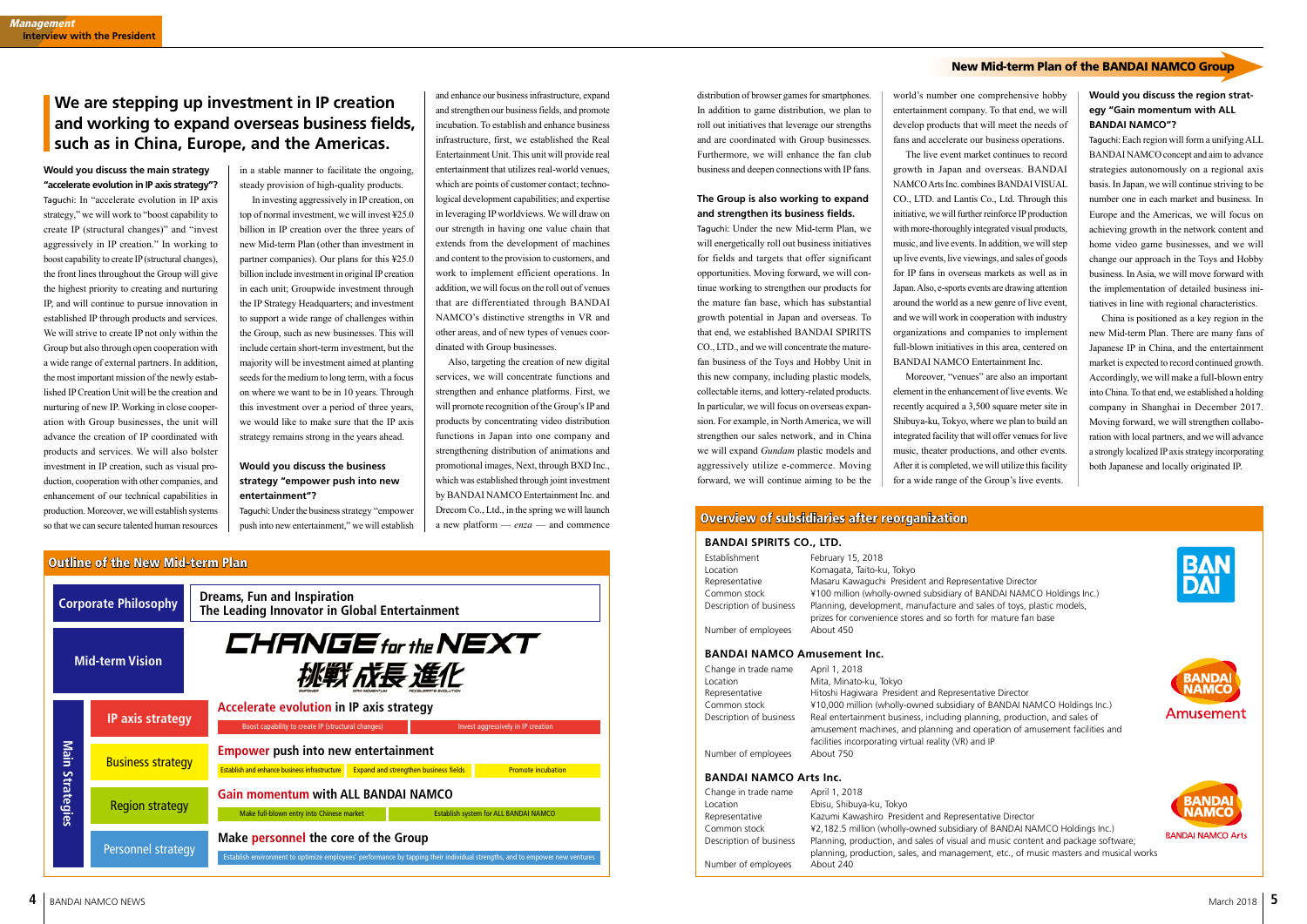# We are stepping up investment in IP creation and working to expand overseas business fields, such as in China, Europe, and the Americas.

**Would you discuss the main strategy "accelerate evolution in IP axis strategy"?**

Taguchi: In "accelerate evolution in IP axis strategy," we will work to "boost capability to create IP (structural changes)" and "invest aggressively in IP creation." In working to boost capability to create IP (structural changes), the front lines throughout the Group will give the highest priority to creating and nurturing IP, and will continue to pursue innovation in established IP through products and services. We will strive to create IP not only within the Group but also through open cooperation with a wide range of external partners. In addition, the most important mission of the newly established IP Creation Unit will be the creation and nurturing of new IP. Working in close cooperation with Group businesses, the unit will advance the creation of IP coordinated with products and services. We will also bolster investment in IP creation, such as visual production, cooperation with other companies, and enhancement of our technical capabilities in production. Moreover, we will establish systems so that we can secure talented human resources in a stable manner to facilitate the ongoing, steady provision of high-quality products.

In investing aggressively in IP creation, on top of normal investment, we will invest ¥25.0 billion in IP creation over the three years of the new Mid-term Plan (other than investment in partner companies). Our plans for this ¥25.0 billion include investment in original IP creation in each unit; Groupwide investment through the IP Strategy Headquarters; and investment to support a wide range of challenges within the Group, such as new businesses. This will include certain short-term investment, but the majority will be investment aimed at planting seeds for the medium to long term, with a focus on where we want to be in 10 years. Through this investment over a period of three years, we would like to make sure that the IP axis strategy remains strong in the years ahead.

**Would you discuss the business strategy "empower push into new entertainment"?**

Taguchi: Under the business strategy "empower push into new entertainment," we will establish and enhance our business infrastructure, expand and strengthen our business fields, and promote incubation. To establish and enhance business infrastructure, first, we established the Real Entertainment Unit. This unit will provide real entertainment that utilizes real-world venues, which are points of customer contact; technological development capabilities; and expertise in leveraging IP worldviews. We will draw on our strength in having one value chain that extends from the development of machines and content to the provision to customers, and work to implement efficient operations. In addition, we will focus on the roll out of venues that are differentiated through BANDAI NAMCO's distinctive strengths in VR and other areas, and of new types of venues coordinated with Group businesses.

Also, targeting the creation of new digital services, we will concentrate functions and strengthen and enhance platforms. First, we will promote recognition of the Group's IP and products by concentrating video distribution functions in Japan into one company and strengthening distribution of animations and promotional images, Next, through BXD Inc., which was established through joint investment by BANDAI NAMCO Entertainment Inc. and Drecom Co., Ltd., in the spring we will launch a new platform — *enza* — and commence distribution of browser games for smartphones. In addition to game distribution, we plan to roll out initiatives that leverage our strengths and are coordinated with Group businesses. Furthermore, we will enhance the fan club business and deepen connections with IP fans.

**The Group is also working to expand and strengthen its business fields.**

Taguchi: Under the new Mid-term Plan, we will energetically roll out business initiatives for fields and targets that offer significant opportunities. Moving forward, we will continue working to strengthen our products for the mature fan base, which has substantial growth potential in Japan and overseas. To that end, we established BANDAI SPIRITS CO., LTD., and we will concentrate the mature-fan business of the Toys and Hobby Unit in this new company, including plastic models, collectable items, and lottery-related products. In particular, we will focus on overseas expansion. For example, in North America, we will strengthen our sales network, and in China we will expand *Gundam* plastic models and aggressively utilize e-commerce. Moving forward, we will continue aiming to be the world's number one comprehensive hobby entertainment company. To that end, we will develop products that will meet the needs of fans and accelerate our business operations.

The live event market continues to record growth in Japan and overseas. BANDAI NAMCO Arts Inc. combines BANDAI VISUAL CO., LTD. and Lantis Co., Ltd. Through this initiative, we will further reinforce IP production with more-thoroughly integrated visual products, music, and live events. In addition, we will step up live events, live viewings, and sales of goods for IP fans in overseas markets as well as in Japan. Also, e-sports events are drawing attention around the world as a new genre of live event, and we will work in cooperation with industry organizations and companies to implement full-blown initiatives in this area, centered on BANDAI NAMCO Entertainment Inc.

Moreover, "venues" are also an important element in the enhancement of live events. We recently acquired a 3,500 square meter site in Shibuya-ku, Tokyo, where we plan to build an integrated facility that will offer venues for live music, theater productions, and other events. After it is completed, we will utilize this facility for a wide range of the Group's live events.

**Would you discuss the region strategy "Gain momentum with ALL BANDAI NAMCO"?**

Taguchi: Each region will form a unifying ALL BANDAI NAMCO concept and aim to advance strategies autonomously on a regional axis basis. In Japan, we will continue striving to be number one in each market and business. In Europe and the Americas, we will focus on achieving growth in the network content and home video game businesses, and we will change our approach in the Toys and Hobby business. In Asia, we will move forward with the implementation of detailed business initiatives in line with regional characteristics.

China is positioned as a key region in the new Mid-term Plan. There are many fans of Japanese IP in China, and the entertainment market is expected to record continued growth. Accordingly, we will make a full-blown entry into China. To that end, we established a holding company in Shanghai in December 2017. Moving forward, we will strengthen collaboration with local partners, and we will advance a strongly localized IP axis strategy incorporating both Japanese and locally originated IP.

## Outline of the New Mid-term Plan

| | |
|---|---|
| Corporate Philosophy | Dreams, Fun and Inspiration<br>The Leading Innovator in Global Entertainment |
| Mid-term Vision | CHANGE for the NEXT<br>挑戦 成長 進化<br>EMPOWER / GAIN MOMENTUM / ACCELERATE EVOLUTION |
| Main Strategies: IP axis strategy | **Accelerate evolution** in IP axis strategy<br>Boost capability to create IP (structural changes) / Invest aggressively in IP creation |
| Main Strategies: Business strategy | **Empower** push into new entertainment<br>Establish and enhance business infrastructure / Expand and strengthen business fields / Promote incubation |
| Main Strategies: Region strategy | **Gain momentum** with ALL BANDAI NAMCO<br>Make full-blown entry into Chinese market / Establish system for ALL BANDAI NAMCO |
| Main Strategies: Personnel strategy | Make **personnel** the core of the Group<br>Establish environment to optimize employees' performance by tapping their individual strengths, and to empower new ventures |

## Overview of subsidiaries after reorganization

### BANDAI SPIRITS CO., LTD.

| | |
|---|---|
| Establishment | February 15, 2018 |
| Location | Komagata, Taito-ku, Tokyo |
| Representative | Masaru Kawaguchi President and Representative Director |
| Common stock | ¥100 million (wholly-owned subsidiary of BANDAI NAMCO Holdings Inc.) |
| Description of business | Planning, development, manufacture and sales of toys, plastic models, prizes for convenience stores and so forth for mature fan base |
| Number of employees | About 450 |

### BANDAI NAMCO Amusement Inc.

| | |
|---|---|
| Change in trade name | April 1, 2018 |
| Location | Mita, Minato-ku, Tokyo |
| Representative | Hitoshi Hagiwara President and Representative Director |
| Common stock | ¥10,000 million (wholly-owned subsidiary of BANDAI NAMCO Holdings Inc.) |
| Description of business | Real entertainment business, including planning, production, and sales of amusement machines, and planning and operation of amusement facilities and facilities incorporating virtual reality (VR) and IP |
| Number of employees | About 750 |

### BANDAI NAMCO Arts Inc.

| | |
|---|---|
| Change in trade name | April 1, 2018 |
| Location | Ebisu, Shibuya-ku, Tokyo |
| Representative | Kazumi Kawashiro President and Representative Director |
| Common stock | ¥2,182.5 million (wholly-owned subsidiary of BANDAI NAMCO Holdings Inc.) |
| Description of business | Planning, production, and sales of visual and music content and package software; planning, production, sales, and management, etc., of music masters and musical works |
| Number of employees | About 240 |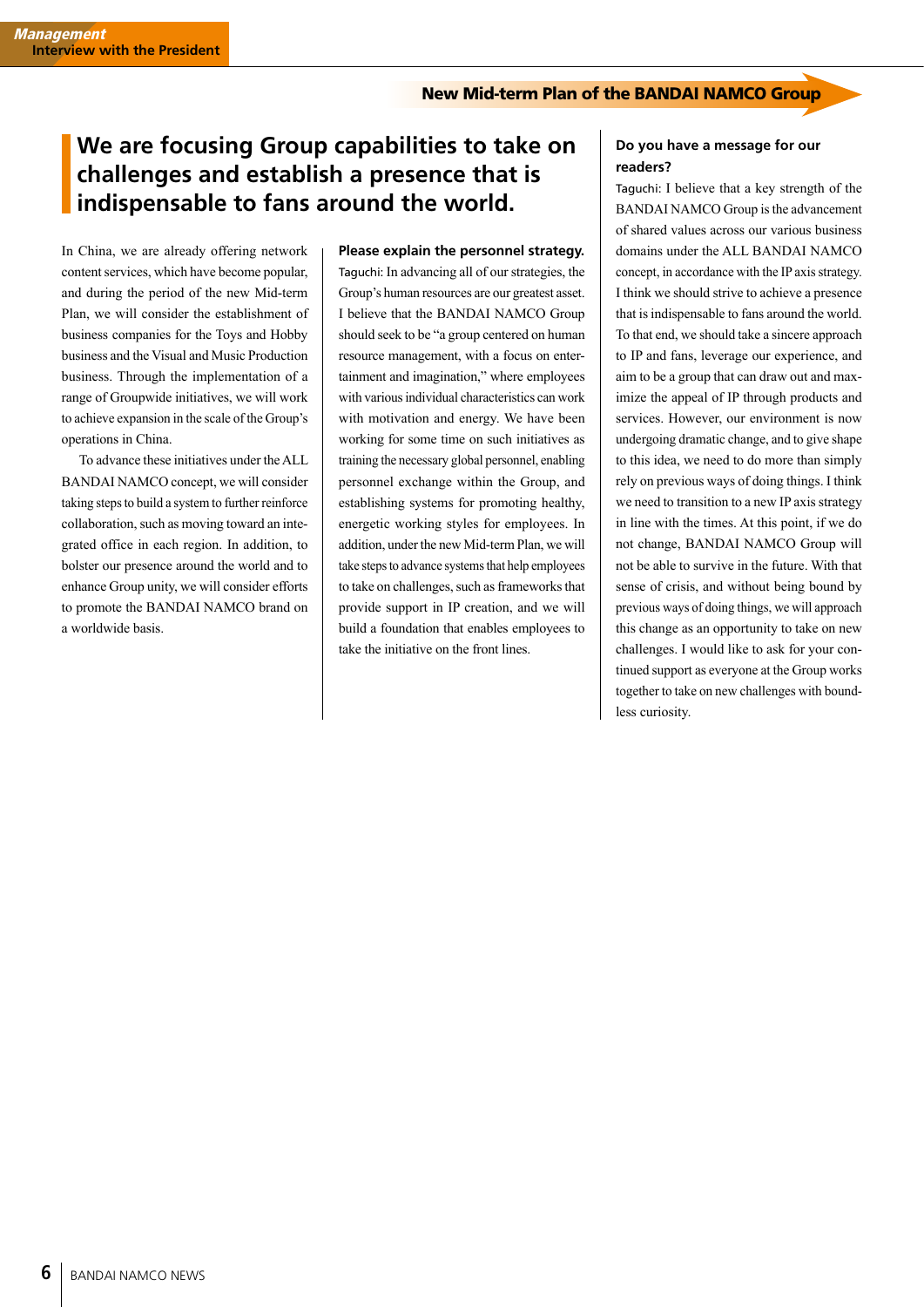## New Mid-term Plan of the BANDAI NAMCO Group

# We are focusing Group capabilities to take on challenges and establish a presence that is indispensable to fans around the world.

In China, we are already offering network content services, which have become popular, and during the period of the new Mid-term Plan, we will consider the establishment of business companies for the Toys and Hobby business and the Visual and Music Production business. Through the implementation of a range of Groupwide initiatives, we will work to achieve expansion in the scale of the Group's operations in China.

To advance these initiatives under the ALL BANDAI NAMCO concept, we will consider taking steps to build a system to further reinforce collaboration, such as moving toward an integrated office in each region. In addition, to bolster our presence around the world and to enhance Group unity, we will consider efforts to promote the BANDAI NAMCO brand on a worldwide basis.

**Please explain the personnel strategy.**

Taguchi: In advancing all of our strategies, the Group's human resources are our greatest asset. I believe that the BANDAI NAMCO Group should seek to be "a group centered on human resource management, with a focus on entertainment and imagination," where employees with various individual characteristics can work with motivation and energy. We have been working for some time on such initiatives as training the necessary global personnel, enabling personnel exchange within the Group, and establishing systems for promoting healthy, energetic working styles for employees. In addition, under the new Mid-term Plan, we will take steps to advance systems that help employees to take on challenges, such as frameworks that provide support in IP creation, and we will build a foundation that enables employees to take the initiative on the front lines.

**Do you have a message for our readers?**

Taguchi: I believe that a key strength of the BANDAI NAMCO Group is the advancement of shared values across our various business domains under the ALL BANDAI NAMCO concept, in accordance with the IP axis strategy. I think we should strive to achieve a presence that is indispensable to fans around the world. To that end, we should take a sincere approach to IP and fans, leverage our experience, and aim to be a group that can draw out and maximize the appeal of IP through products and services. However, our environment is now undergoing dramatic change, and to give shape to this idea, we need to do more than simply rely on previous ways of doing things. I think we need to transition to a new IP axis strategy in line with the times. At this point, if we do not change, BANDAI NAMCO Group will not be able to survive in the future. With that sense of crisis, and without being bound by previous ways of doing things, we will approach this change as an opportunity to take on new challenges. I would like to ask for your continued support as everyone at the Group works together to take on new challenges with boundless curiosity.